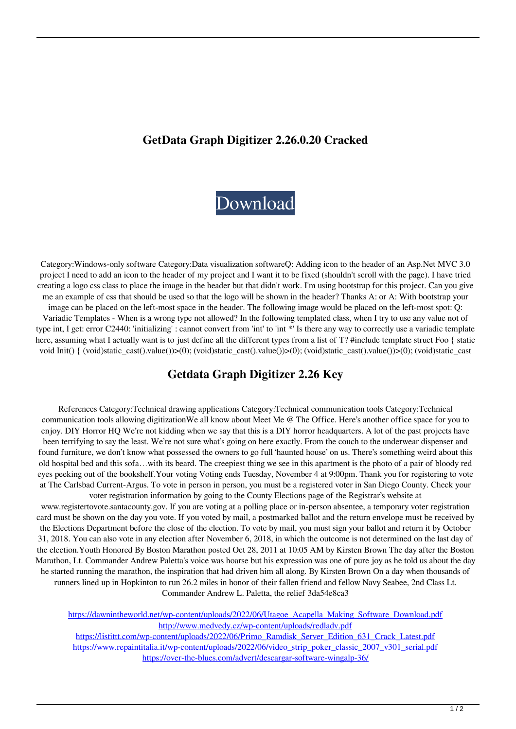# GetData Graph Digitizer 2.26.0.20 Cracked

Download

Category:Windows-only software Category:Data visualization softwareQ: Adding icon to the header of an Asp.Net MVC 3.0 project I need to add an icon to the header of my project and I want it to be fixed (shouldn't scroll with the page). I have tried creating a logo css class to place the image in the header but that didn't work. I'm using bootstrap for this project. Can you give me an example of css that should be used so that the logo will be shown in the header? Thanks A: or A: With bootstrap your image can be placed on the left-most space in the header. The following image would be placed on the left-most spot: Q: Variadic Templates - When is a wrong type not allowed? In the following templated class, when I try to use any value not of type int, I get: error C2440: 'initializing' : cannot convert from 'int' to 'int *' Is there any way to correctly use a variadic template here, assuming what I actually want is to just define all the different types from a list of T? #include template struct Foo { static void Init() { (void)static_cast().value())>(0); (void)static_cast().value())>(0); (void)static_cast().value())>(0); (void)static_cast

## Getdata Graph Digitizer 2.26 Key

References Category:Technical drawing applications Category:Technical communication tools Category:Technical communication tools allowing digitizationWe all know about Meet Me @ The Office. Here's another office space for you to enjoy. DIY Horror HQ We're not kidding when we say that this is a DIY horror headquarters. A lot of the past projects have been terrifying to say the least. We're not sure what's going on here exactly. From the couch to the underwear dispenser and found furniture, we don't know what possessed the owners to go full 'haunted house' on us. There's something weird about this old hospital bed and this sofa…with its beard. The creepiest thing we see in this apartment is the photo of a pair of bloody red eyes peeking out of the bookshelf.Your voting Voting ends Tuesday, November 4 at 9:00pm. Thank you for registering to vote at The Carlsbad Current-Argus. To vote in person in person, you must be a registered voter in San Diego County. Check your voter registration information by going to the County Elections page of the Registrar's website at www.registertovote.santacounty.gov. If you are voting at a polling place or in-person absentee, a temporary voter registration card must be shown on the day you vote. If you voted by mail, a postmarked ballot and the return envelope must be received by the Elections Department before the close of the election. To vote by mail, you must sign your ballot and return it by October 31, 2018. You can also vote in any election after November 6, 2018, in which the outcome is not determined on the last day of the election.Youth Honored By Boston Marathon posted Oct 28, 2011 at 10:05 AM by Kirsten Brown The day after the Boston Marathon, Lt. Commander Andrew Paletta's voice was hoarse but his expression was one of pure joy as he told us about the day he started running the marathon, the inspiration that had driven him all along. By Kirsten Brown On a day when thousands of runners lined up in Hopkinton to run 26.2 miles in honor of their fallen friend and fellow Navy Seabee, 2nd Class Lt. Commander Andrew L. Paletta, the relief 3da54e8ca3

https://dawnintheworld.net/wp-content/uploads/2022/06/Utagoe_Acapella_Making_Software_Download.pdf
http://www.medvedy.cz/wp-content/uploads/redladv.pdf
https://listittt.com/wp-content/uploads/2022/06/Primo_Ramdisk_Server_Edition_631_Crack_Latest.pdf
https://www.repaintitalia.it/wp-content/uploads/2022/06/video_strip_poker_classic_2007_v301_serial.pdf
https://over-the-blues.com/advert/descargar-software-wingalp-36/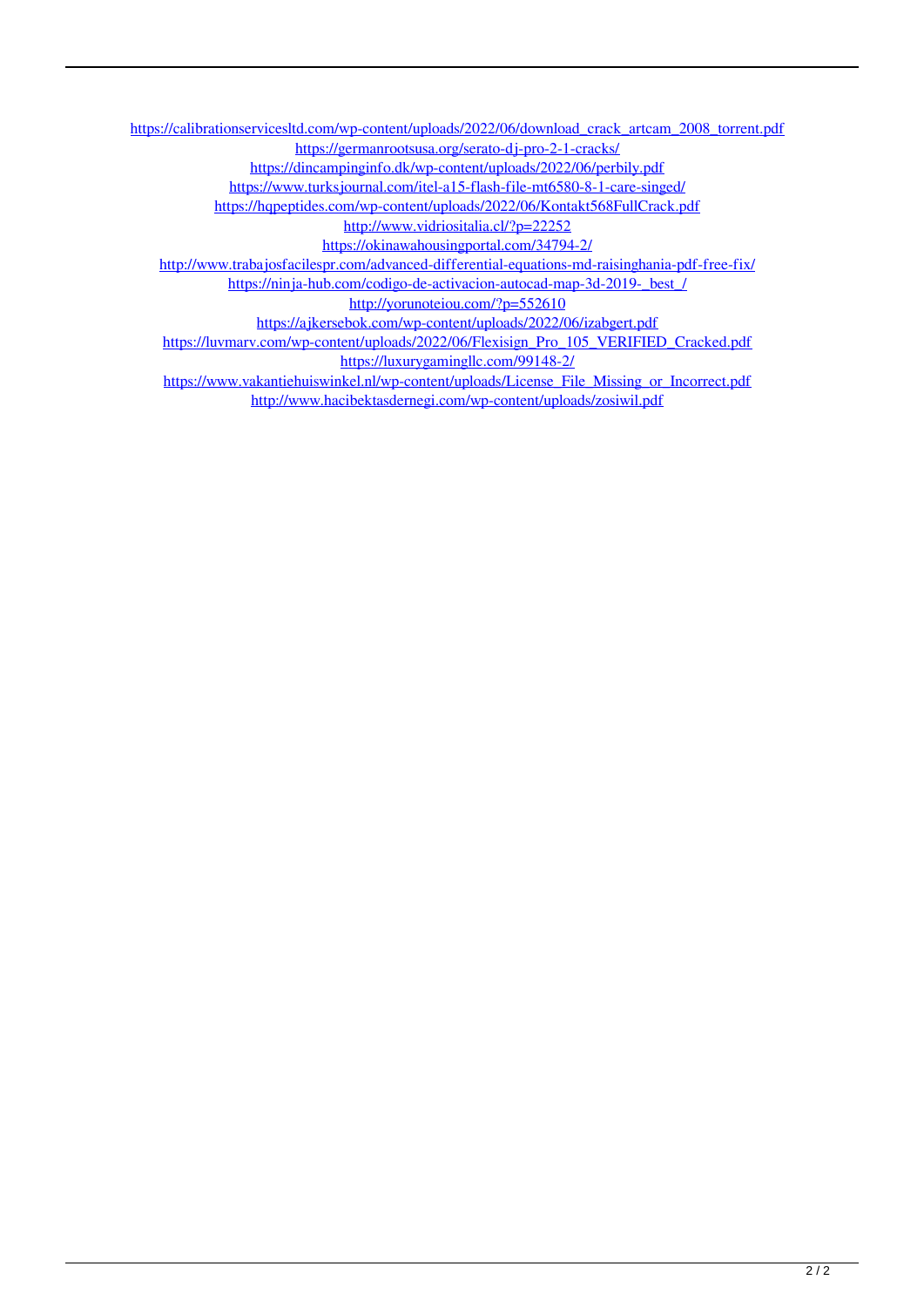https://calibrationservicesltd.com/wp-content/uploads/2022/06/download_crack_artcam_2008_torrent.pdf
https://germanrootsusa.org/serato-dj-pro-2-1-cracks/
https://dincampinginfo.dk/wp-content/uploads/2022/06/perbily.pdf
https://www.turksjournal.com/itel-a15-flash-file-mt6580-8-1-care-singed/
https://hqpeptides.com/wp-content/uploads/2022/06/Kontakt568FullCrack.pdf
http://www.vidriositalia.cl/?p=22252
https://okinawahousingportal.com/34794-2/
http://www.trabajosfacilespr.com/advanced-differential-equations-md-raisinghania-pdf-free-fix/
https://ninja-hub.com/codigo-de-activacion-autocad-map-3d-2019-_best_/
http://yorunoteiou.com/?p=552610
https://ajkersebok.com/wp-content/uploads/2022/06/izabgert.pdf
https://luvmarv.com/wp-content/uploads/2022/06/Flexisign_Pro_105_VERIFIED_Cracked.pdf
https://luxurygamingllc.com/99148-2/
https://www.vakantiehuiswinkel.nl/wp-content/uploads/License_File_Missing_or_Incorrect.pdf
http://www.hacibektasdernegi.com/wp-content/uploads/zosiwil.pdf